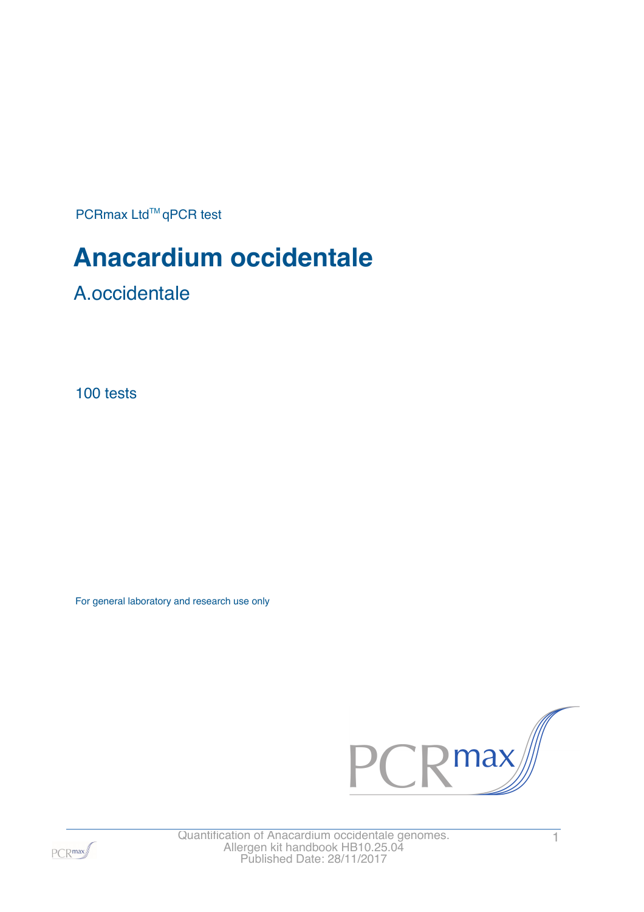PCRmax Ltd™ qPCR test

# Anacardium occidentale

## A.occidentale

100 tests

For general laboratory and research use only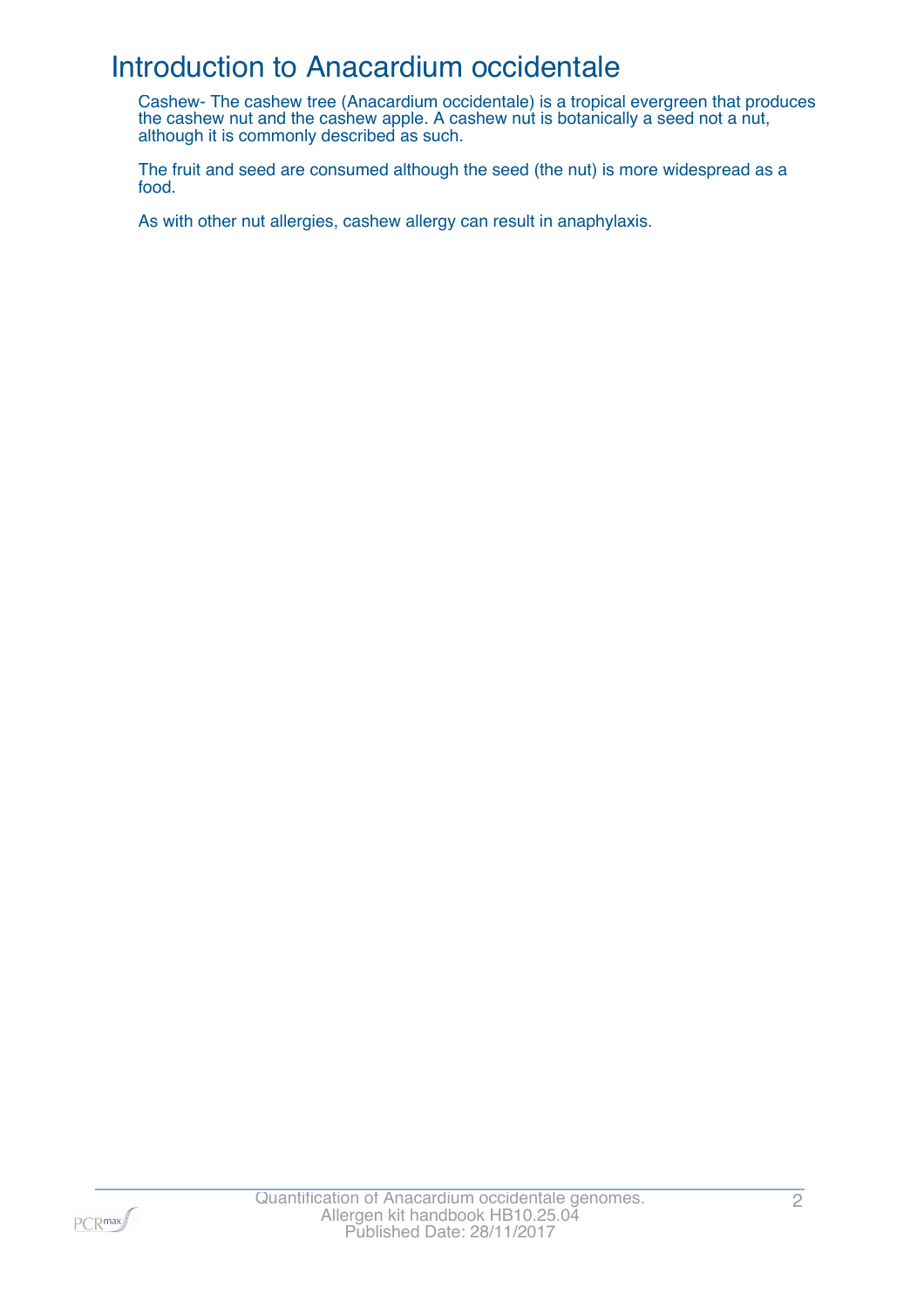# Introduction to Anacardium occidentale

Cashew- The cashew tree (Anacardium occidentale) is a tropical evergreen that produces the cashew nut and the cashew apple. A cashew nut is botanically a seed not a nut, although it is commonly described as such.

The fruit and seed are consumed although the seed (the nut) is more widespread as a food.

As with other nut allergies, cashew allergy can result in anaphylaxis.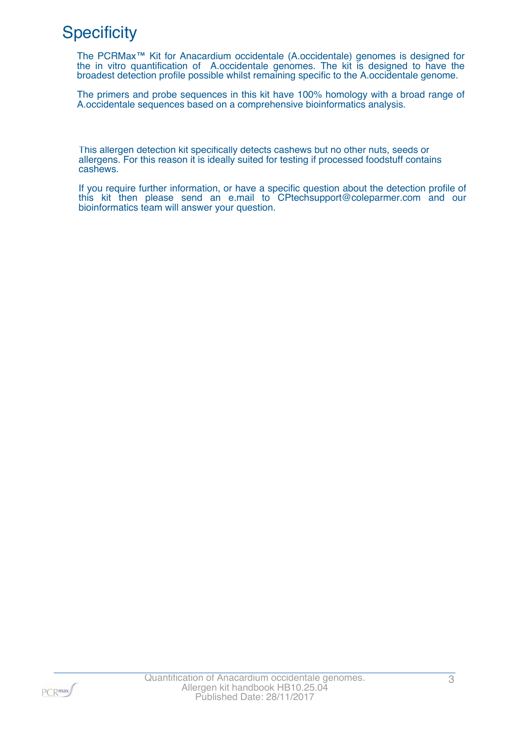# Specificity

The PCRMax™ Kit for Anacardium occidentale (A.occidentale) genomes is designed for the in vitro quantification of A.occidentale genomes. The kit is designed to have the broadest detection profile possible whilst remaining specific to the A.occidentale genome.

The primers and probe sequences in this kit have 100% homology with a broad range of A.occidentale sequences based on a comprehensive bioinformatics analysis.

This allergen detection kit specifically detects cashews but no other nuts, seeds or allergens. For this reason it is ideally suited for testing if processed foodstuff contains cashews.

If you require further information, or have a specific question about the detection profile of this kit then please send an e.mail to CPtechsupport@coleparmer.com and our bioinformatics team will answer your question.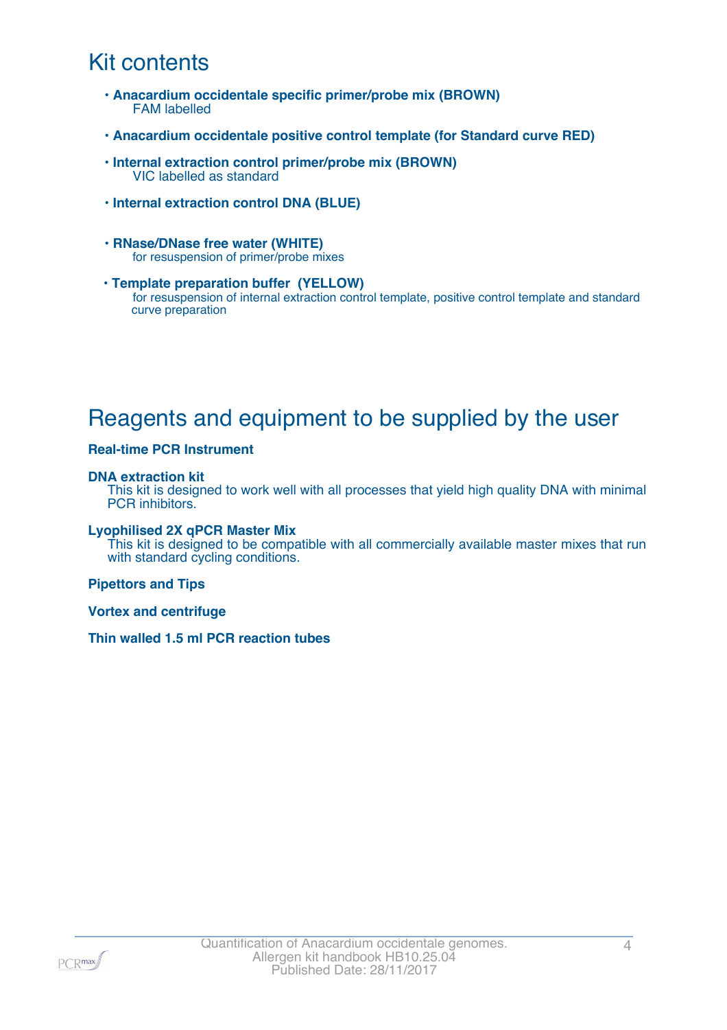# Kit contents

- **Anacardium occidentale specific primer/probe mix (BROWN)**
  FAM labelled
- **Anacardium occidentale positive control template (for Standard curve RED)**
- **Internal extraction control primer/probe mix (BROWN)**
  VIC labelled as standard
- **Internal extraction control DNA (BLUE)**
- **RNase/DNase free water (WHITE)**
  for resuspension of primer/probe mixes
- **Template preparation buffer (YELLOW)**
  for resuspension of internal extraction control template, positive control template and standard curve preparation

# Reagents and equipment to be supplied by the user

**Real-time PCR Instrument**

**DNA extraction kit**
This kit is designed to work well with all processes that yield high quality DNA with minimal PCR inhibitors.

**Lyophilised 2X qPCR Master Mix**
This kit is designed to be compatible with all commercially available master mixes that run with standard cycling conditions.

**Pipettors and Tips**

**Vortex and centrifuge**

**Thin walled 1.5 ml PCR reaction tubes**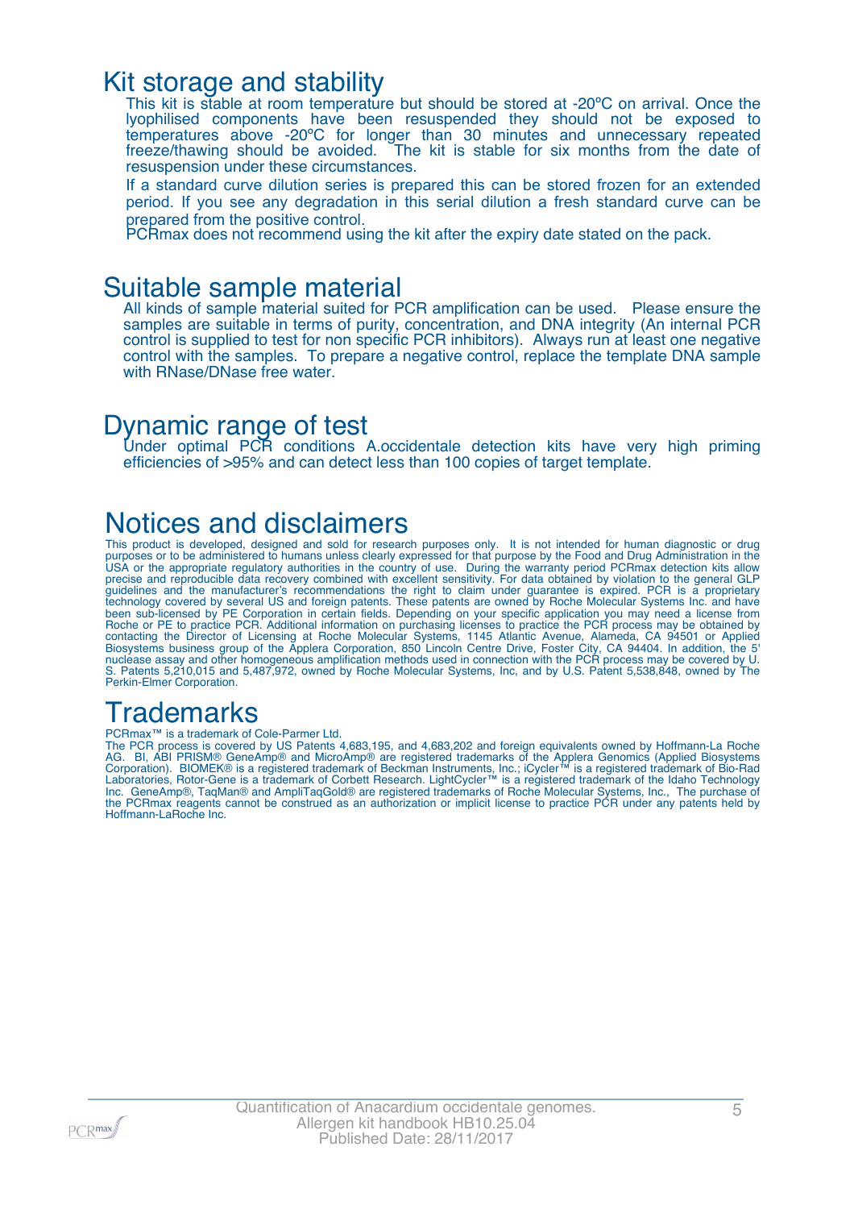## Kit storage and stability

This kit is stable at room temperature but should be stored at -20ºC on arrival. Once the lyophilised components have been resuspended they should not be exposed to temperatures above -20ºC for longer than 30 minutes and unnecessary repeated freeze/thawing should be avoided. The kit is stable for six months from the date of resuspension under these circumstances.

If a standard curve dilution series is prepared this can be stored frozen for an extended period. If you see any degradation in this serial dilution a fresh standard curve can be prepared from the positive control.

PCRmax does not recommend using the kit after the expiry date stated on the pack.

## Suitable sample material

All kinds of sample material suited for PCR amplification can be used. Please ensure the samples are suitable in terms of purity, concentration, and DNA integrity (An internal PCR control is supplied to test for non specific PCR inhibitors). Always run at least one negative control with the samples. To prepare a negative control, replace the template DNA sample with RNase/DNase free water.

## Dynamic range of test

Under optimal PCR conditions A.occidentale detection kits have very high priming efficiencies of >95% and can detect less than 100 copies of target template.

## Notices and disclaimers

This product is developed, designed and sold for research purposes only. It is not intended for human diagnostic or drug purposes or to be administered to humans unless clearly expressed for that purpose by the Food and Drug Administration in the USA or the appropriate regulatory authorities in the country of use. During the warranty period PCRmax detection kits allow precise and reproducible data recovery combined with excellent sensitivity. For data obtained by violation to the general GLP guidelines and the manufacturer's recommendations the right to claim under guarantee is expired. PCR is a proprietary technology covered by several US and foreign patents. These patents are owned by Roche Molecular Systems Inc. and have been sub-licensed by PE Corporation in certain fields. Depending on your specific application you may need a license from Roche or PE to practice PCR. Additional information on purchasing licenses to practice the PCR process may be obtained by contacting the Director of Licensing at Roche Molecular Systems, 1145 Atlantic Avenue, Alameda, CA 94501 or Applied Biosystems business group of the Applera Corporation, 850 Lincoln Centre Drive, Foster City, CA 94404. In addition, the 5' nuclease assay and other homogeneous amplification methods used in connection with the PCR process may be covered by U. S. Patents 5,210,015 and 5,487,972, owned by Roche Molecular Systems, Inc, and by U.S. Patent 5,538,848, owned by The Perkin-Elmer Corporation.

## Trademarks

PCRmax™ is a trademark of Cole-Parmer Ltd.

The PCR process is covered by US Patents 4,683,195, and 4,683,202 and foreign equivalents owned by Hoffmann-La Roche AG. BI, ABI PRISM® GeneAmp® and MicroAmp® are registered trademarks of the Applera Genomics (Applied Biosystems Corporation). BIOMEK® is a registered trademark of Beckman Instruments, Inc.; iCycler™ is a registered trademark of Bio-Rad Laboratories, Rotor-Gene is a trademark of Corbett Research. LightCycler™ is a registered trademark of the Idaho Technology Inc. GeneAmp®, TaqMan® and AmpliTaqGold® are registered trademarks of Roche Molecular Systems, Inc., The purchase of the PCRmax reagents cannot be construed as an authorization or implicit license to practice PCR under any patents held by Hoffmann-LaRoche Inc.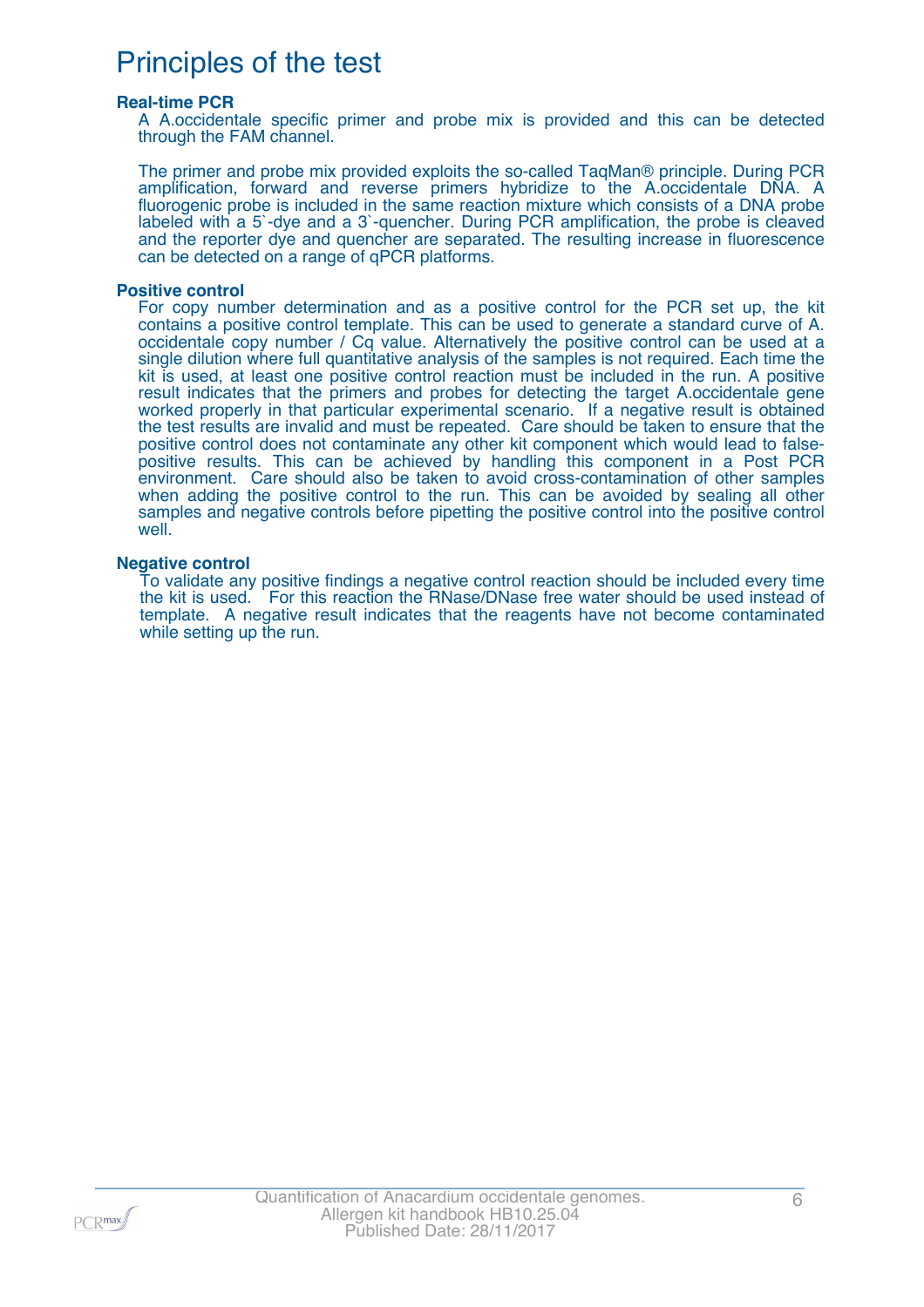# Principles of the test

### Real-time PCR

A A.occidentale specific primer and probe mix is provided and this can be detected through the FAM channel.

The primer and probe mix provided exploits the so-called TaqMan® principle. During PCR amplification, forward and reverse primers hybridize to the A.occidentale DNA. A fluorogenic probe is included in the same reaction mixture which consists of a DNA probe labeled with a 5`-dye and a 3`-quencher. During PCR amplification, the probe is cleaved and the reporter dye and quencher are separated. The resulting increase in fluorescence can be detected on a range of qPCR platforms.

### Positive control

For copy number determination and as a positive control for the PCR set up, the kit contains a positive control template. This can be used to generate a standard curve of A. occidentale copy number / Cq value. Alternatively the positive control can be used at a single dilution where full quantitative analysis of the samples is not required. Each time the kit is used, at least one positive control reaction must be included in the run. A positive result indicates that the primers and probes for detecting the target A.occidentale gene worked properly in that particular experimental scenario. If a negative result is obtained the test results are invalid and must be repeated. Care should be taken to ensure that the positive control does not contaminate any other kit component which would lead to false-positive results. This can be achieved by handling this component in a Post PCR environment. Care should also be taken to avoid cross-contamination of other samples when adding the positive control to the run. This can be avoided by sealing all other samples and negative controls before pipetting the positive control into the positive control well.

### Negative control

To validate any positive findings a negative control reaction should be included every time the kit is used. For this reaction the RNase/DNase free water should be used instead of template. A negative result indicates that the reagents have not become contaminated while setting up the run.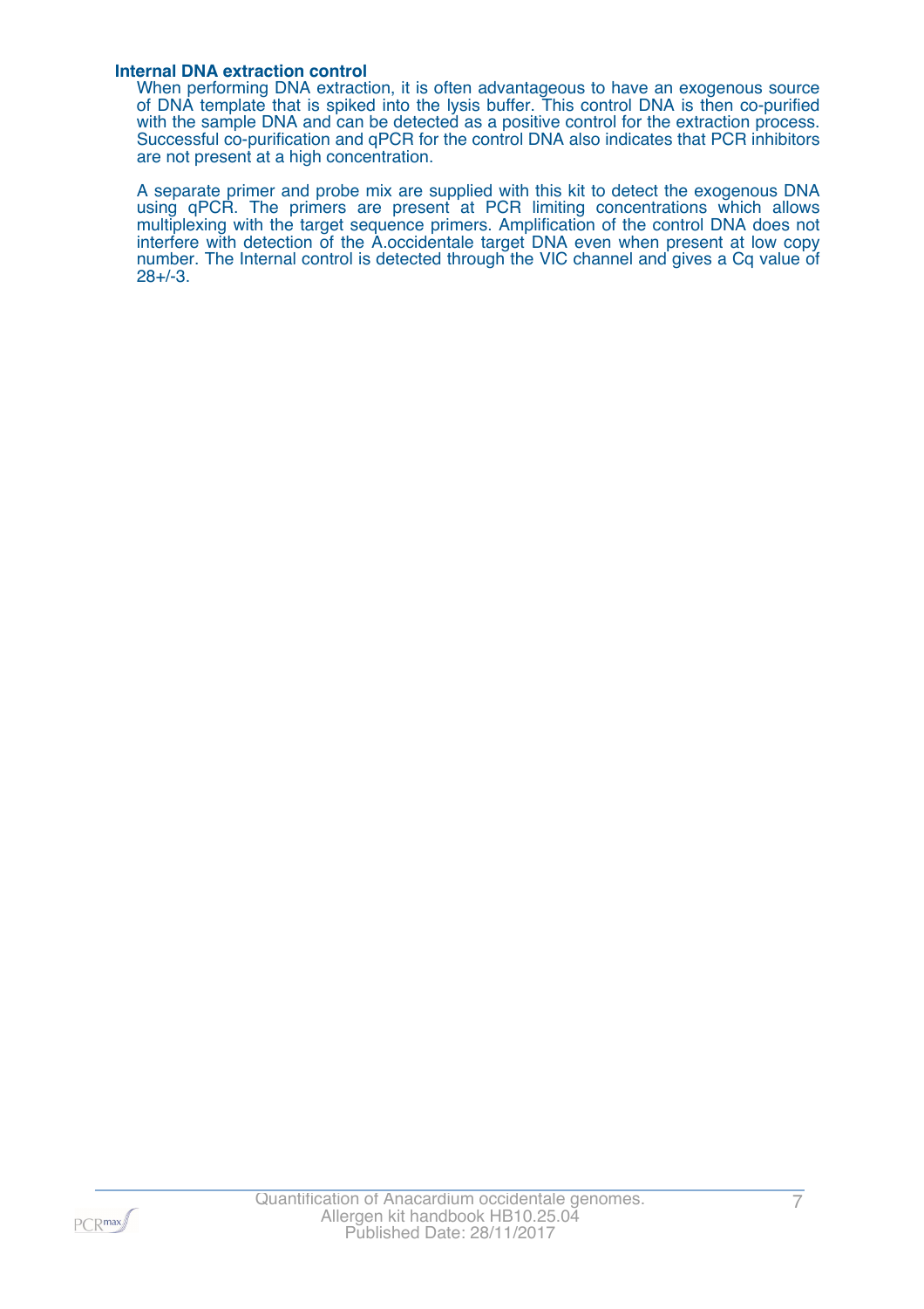### Internal DNA extraction control

When performing DNA extraction, it is often advantageous to have an exogenous source of DNA template that is spiked into the lysis buffer. This control DNA is then co-purified with the sample DNA and can be detected as a positive control for the extraction process. Successful co-purification and qPCR for the control DNA also indicates that PCR inhibitors are not present at a high concentration.

A separate primer and probe mix are supplied with this kit to detect the exogenous DNA using qPCR. The primers are present at PCR limiting concentrations which allows multiplexing with the target sequence primers. Amplification of the control DNA does not interfere with detection of the A.occidentale target DNA even when present at low copy number. The Internal control is detected through the VIC channel and gives a Cq value of 28+/-3.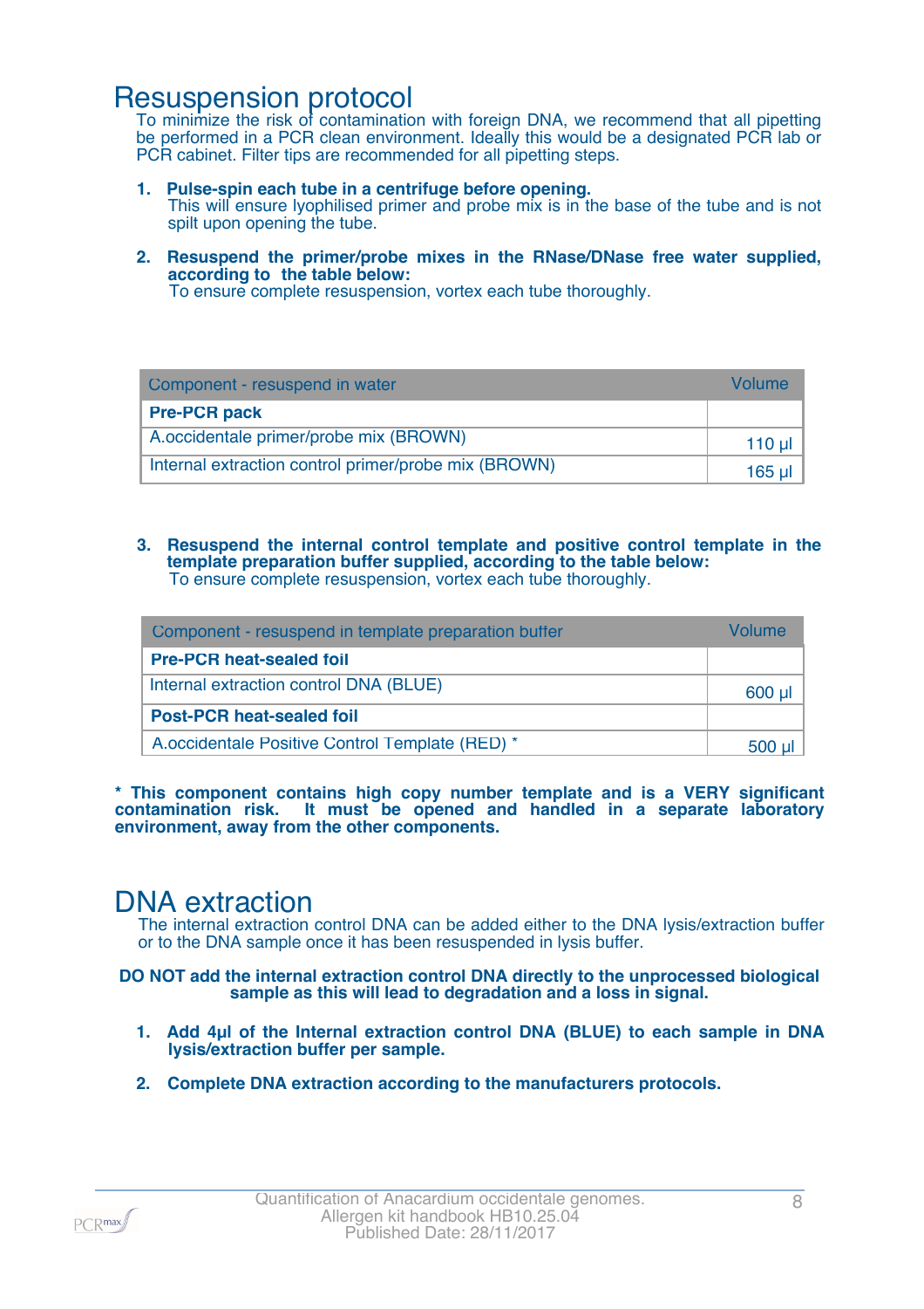# Resuspension protocol

To minimize the risk of contamination with foreign DNA, we recommend that all pipetting be performed in a PCR clean environment. Ideally this would be a designated PCR lab or PCR cabinet. Filter tips are recommended for all pipetting steps.

1. **Pulse-spin each tube in a centrifuge before opening.**
   This will ensure lyophilised primer and probe mix is in the base of the tube and is not spilt upon opening the tube.

2. **Resuspend the primer/probe mixes in the RNase/DNase free water supplied, according to the table below:**
   To ensure complete resuspension, vortex each tube thoroughly.

| Component - resuspend in water | Volume |
|---|---|
| **Pre-PCR pack** | |
| A.occidentale primer/probe mix (BROWN) | 110 µl |
| Internal extraction control primer/probe mix (BROWN) | 165 µl |

3. **Resuspend the internal control template and positive control template in the template preparation buffer supplied, according to the table below:**
   To ensure complete resuspension, vortex each tube thoroughly.

| Component - resuspend in template preparation buffer | Volume |
|---|---|
| **Pre-PCR heat-sealed foil** | |
| Internal extraction control DNA (BLUE) | 600 µl |
| **Post-PCR heat-sealed foil** | |
| A.occidentale Positive Control Template (RED) * | 500 µl |

**\* This component contains high copy number template and is a VERY significant contamination risk. It must be opened and handled in a separate laboratory environment, away from the other components.**

# DNA extraction

The internal extraction control DNA can be added either to the DNA lysis/extraction buffer or to the DNA sample once it has been resuspended in lysis buffer.

**DO NOT add the internal extraction control DNA directly to the unprocessed biological sample as this will lead to degradation and a loss in signal.**

1. **Add 4µl of the Internal extraction control DNA (BLUE) to each sample in DNA lysis/extraction buffer per sample.**

2. **Complete DNA extraction according to the manufacturers protocols.**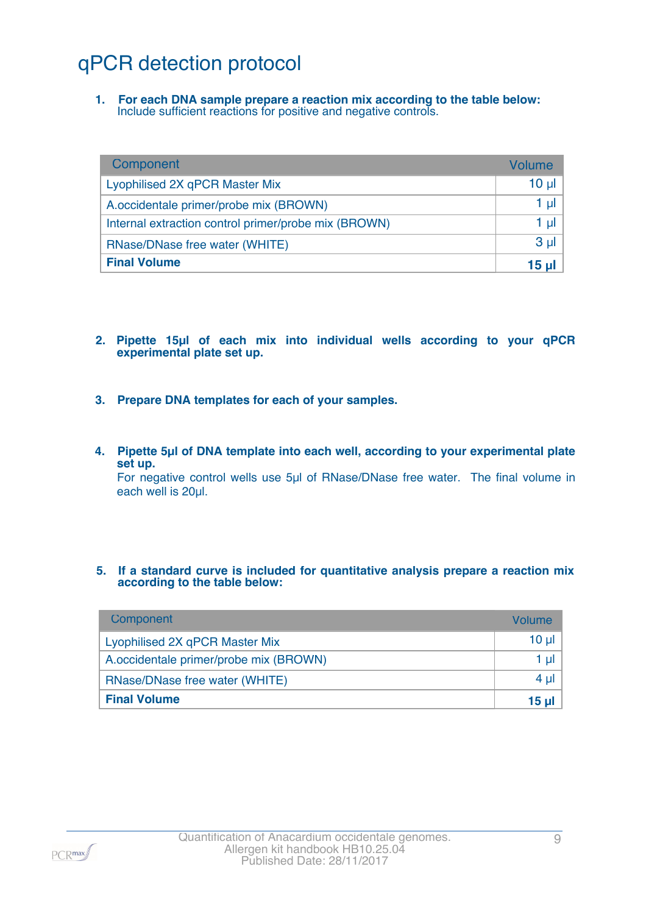# qPCR detection protocol

1. **For each DNA sample prepare a reaction mix according to the table below:**
   Include sufficient reactions for positive and negative controls.

| Component | Volume |
|---|---|
| Lyophilised 2X qPCR Master Mix | 10 µl |
| A.occidentale primer/probe mix (BROWN) | 1 µl |
| Internal extraction control primer/probe mix (BROWN) | 1 µl |
| RNase/DNase free water (WHITE) | 3 µl |
| **Final Volume** | **15 µl** |

2. **Pipette 15µl of each mix into individual wells according to your qPCR experimental plate set up.**

3. **Prepare DNA templates for each of your samples.**

4. **Pipette 5µl of DNA template into each well, according to your experimental plate set up.**
   For negative control wells use 5µl of RNase/DNase free water. The final volume in each well is 20µl.

5. **If a standard curve is included for quantitative analysis prepare a reaction mix according to the table below:**

| Component | Volume |
|---|---|
| Lyophilised 2X qPCR Master Mix | 10 µl |
| A.occidentale primer/probe mix (BROWN) | 1 µl |
| RNase/DNase free water (WHITE) | 4 µl |
| **Final Volume** | **15 µl** |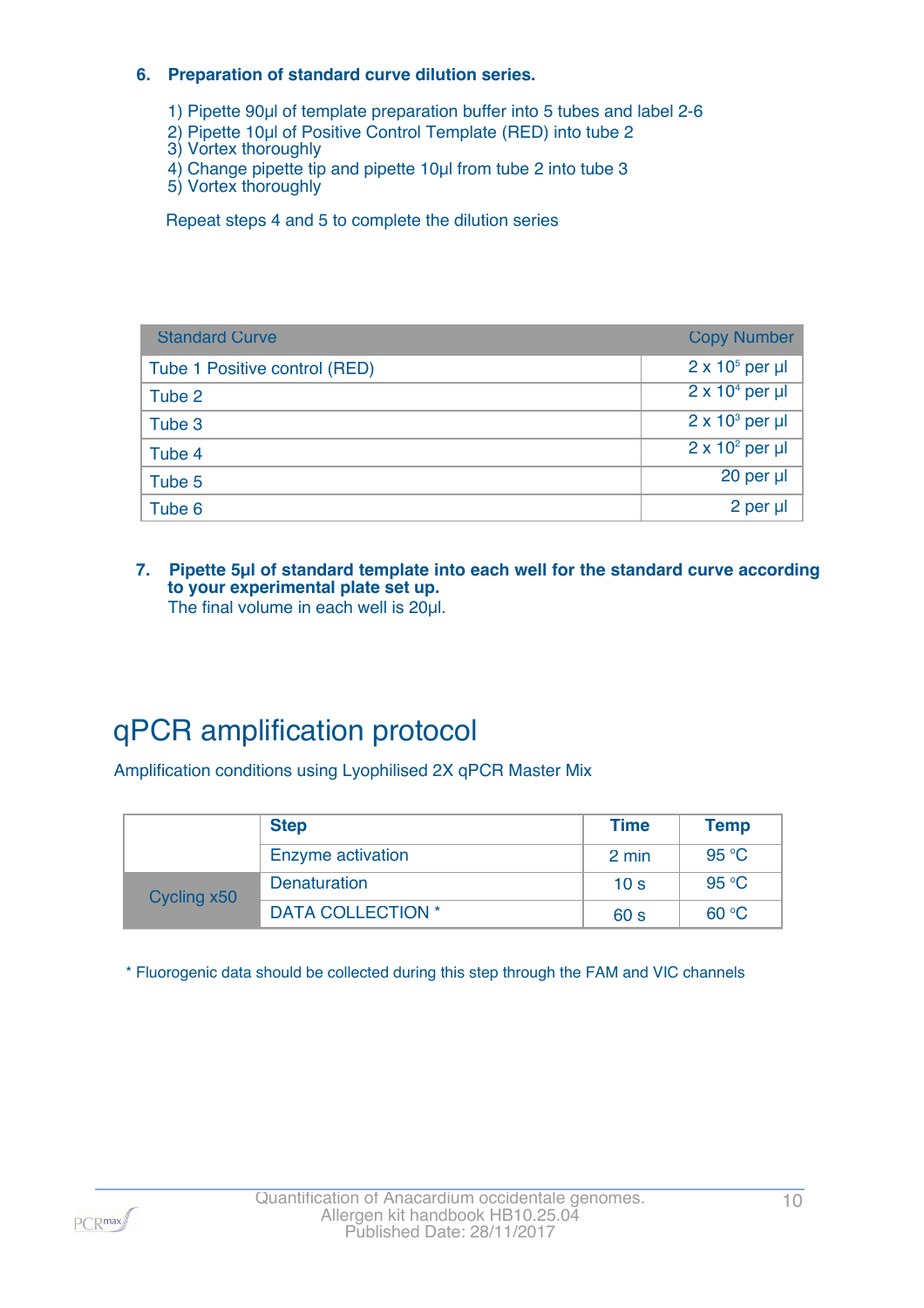**6. Preparation of standard curve dilution series.**

1) Pipette 90µl of template preparation buffer into 5 tubes and label 2-6
2) Pipette 10µl of Positive Control Template (RED) into tube 2
3) Vortex thoroughly
4) Change pipette tip and pipette 10µl from tube 2 into tube 3
5) Vortex thoroughly

Repeat steps 4 and 5 to complete the dilution series

| Standard Curve | Copy Number |
|---|---|
| Tube 1 Positive control (RED) | $2 \times 10^5$ per µl |
| Tube 2 | $2 \times 10^4$ per µl |
| Tube 3 | $2 \times 10^3$ per µl |
| Tube 4 | $2 \times 10^2$ per µl |
| Tube 5 | 20 per µl |
| Tube 6 | 2 per µl |

**7. Pipette 5µl of standard template into each well for the standard curve according to your experimental plate set up.**
The final volume in each well is 20µl.

# qPCR amplification protocol

Amplification conditions using Lyophilised 2X qPCR Master Mix

| | Step | Time | Temp |
|---|---|---|---|
| | Enzyme activation | 2 min | 95 °C |
| Cycling x50 | Denaturation | 10 s | 95 °C |
| | DATA COLLECTION * | 60 s | 60 °C |

* Fluorogenic data should be collected during this step through the FAM and VIC channels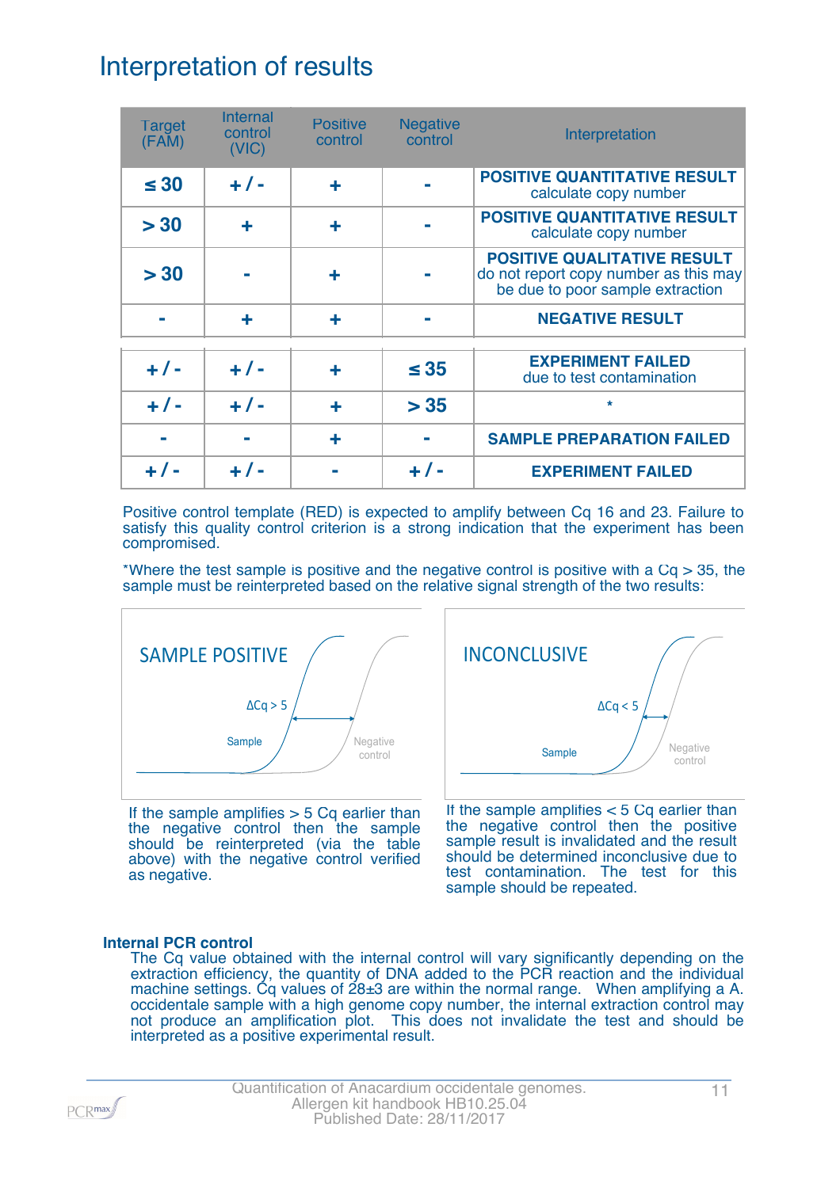# Interpretation of results

| Target (FAM) | Internal control (VIC) | Positive control | Negative control | Interpretation |
|---|---|---|---|---|
| ≤ 30 | + / - | + | - | **POSITIVE QUANTITATIVE RESULT** calculate copy number |
| > 30 | + | + | - | **POSITIVE QUANTITATIVE RESULT** calculate copy number |
| > 30 | - | + | - | **POSITIVE QUALITATIVE RESULT** do not report copy number as this may be due to poor sample extraction |
| - | + | + | - | **NEGATIVE RESULT** |
| + / - | + / - | + | ≤ 35 | **EXPERIMENT FAILED** due to test contamination |
| + / - | + / - | + | > 35 | * |
| - | - | + | - | **SAMPLE PREPARATION FAILED** |
| + / - | + / - | - | + / - | **EXPERIMENT FAILED** |

Positive control template (RED) is expected to amplify between Cq 16 and 23. Failure to satisfy this quality control criterion is a strong indication that the experiment has been compromised.

*Where the test sample is positive and the negative control is positive with a Cq > 35, the sample must be reinterpreted based on the relative signal strength of the two results:

SAMPLE POSITIVE

ΔCq > 5

Sample

Negative control

If the sample amplifies > 5 Cq earlier than the negative control then the sample should be reinterpreted (via the table above) with the negative control verified as negative.

INCONCLUSIVE

ΔCq < 5

Sample

Negative control

If the sample amplifies < 5 Cq earlier than the negative control then the positive sample result is invalidated and the result should be determined inconclusive due to test contamination. The test for this sample should be repeated.

**Internal PCR control**

The Cq value obtained with the internal control will vary significantly depending on the extraction efficiency, the quantity of DNA added to the PCR reaction and the individual machine settings. Cq values of 28±3 are within the normal range. When amplifying a A. occidentale sample with a high genome copy number, the internal extraction control may not produce an amplification plot. This does not invalidate the test and should be interpreted as a positive experimental result.